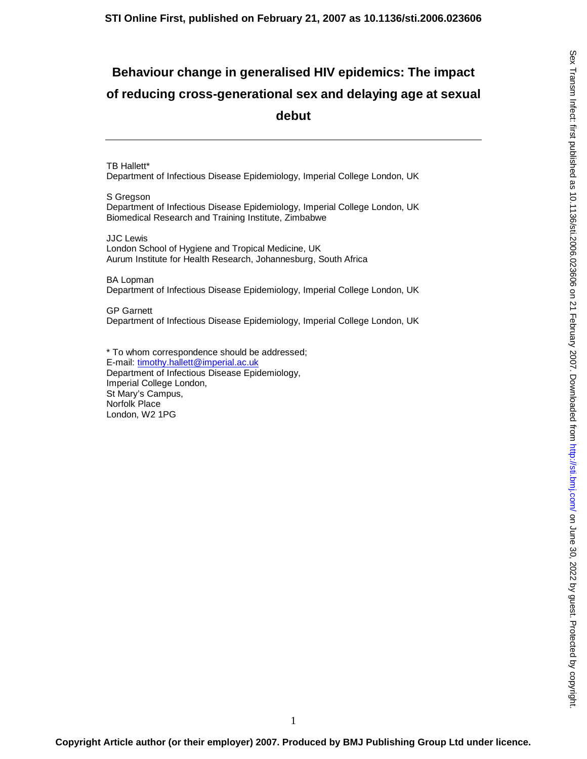# Behaviour change in generalised HIV epidemics: The impact of reducing cross-generational sex and delaying age at sexual debut

TB Hallett*
Department of Infectious Disease Epidemiology, Imperial College London, UK

S Gregson
Department of Infectious Disease Epidemiology, Imperial College London, UK
Biomedical Research and Training Institute, Zimbabwe

JJC Lewis
London School of Hygiene and Tropical Medicine, UK
Aurum Institute for Health Research, Johannesburg, South Africa

BA Lopman
Department of Infectious Disease Epidemiology, Imperial College London, UK

GP Garnett
Department of Infectious Disease Epidemiology, Imperial College London, UK

* To whom correspondence should be addressed;
E-mail: timothy.hallett@imperial.ac.uk
Department of Infectious Disease Epidemiology,
Imperial College London,
St Mary's Campus,
Norfolk Place
London, W2 1PG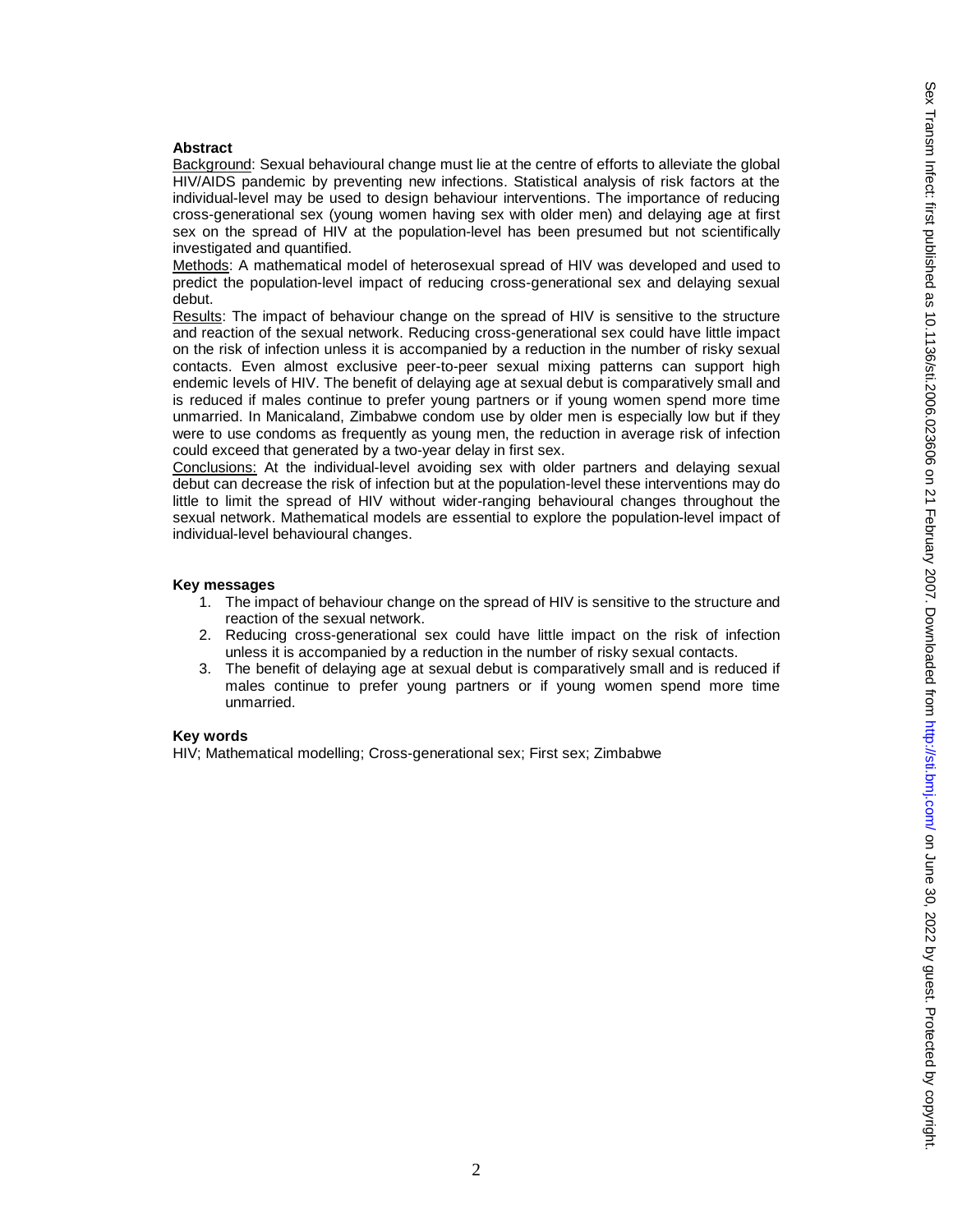**Abstract**

Background: Sexual behavioural change must lie at the centre of efforts to alleviate the global HIV/AIDS pandemic by preventing new infections. Statistical analysis of risk factors at the individual-level may be used to design behaviour interventions. The importance of reducing cross-generational sex (young women having sex with older men) and delaying age at first sex on the spread of HIV at the population-level has been presumed but not scientifically investigated and quantified.

Methods: A mathematical model of heterosexual spread of HIV was developed and used to predict the population-level impact of reducing cross-generational sex and delaying sexual debut.

Results: The impact of behaviour change on the spread of HIV is sensitive to the structure and reaction of the sexual network. Reducing cross-generational sex could have little impact on the risk of infection unless it is accompanied by a reduction in the number of risky sexual contacts. Even almost exclusive peer-to-peer sexual mixing patterns can support high endemic levels of HIV. The benefit of delaying age at sexual debut is comparatively small and is reduced if males continue to prefer young partners or if young women spend more time unmarried. In Manicaland, Zimbabwe condom use by older men is especially low but if they were to use condoms as frequently as young men, the reduction in average risk of infection could exceed that generated by a two-year delay in first sex.

Conclusions: At the individual-level avoiding sex with older partners and delaying sexual debut can decrease the risk of infection but at the population-level these interventions may do little to limit the spread of HIV without wider-ranging behavioural changes throughout the sexual network. Mathematical models are essential to explore the population-level impact of individual-level behavioural changes.

**Key messages**

1. The impact of behaviour change on the spread of HIV is sensitive to the structure and reaction of the sexual network.
2. Reducing cross-generational sex could have little impact on the risk of infection unless it is accompanied by a reduction in the number of risky sexual contacts.
3. The benefit of delaying age at sexual debut is comparatively small and is reduced if males continue to prefer young partners or if young women spend more time unmarried.

**Key words**

HIV; Mathematical modelling; Cross-generational sex; First sex; Zimbabwe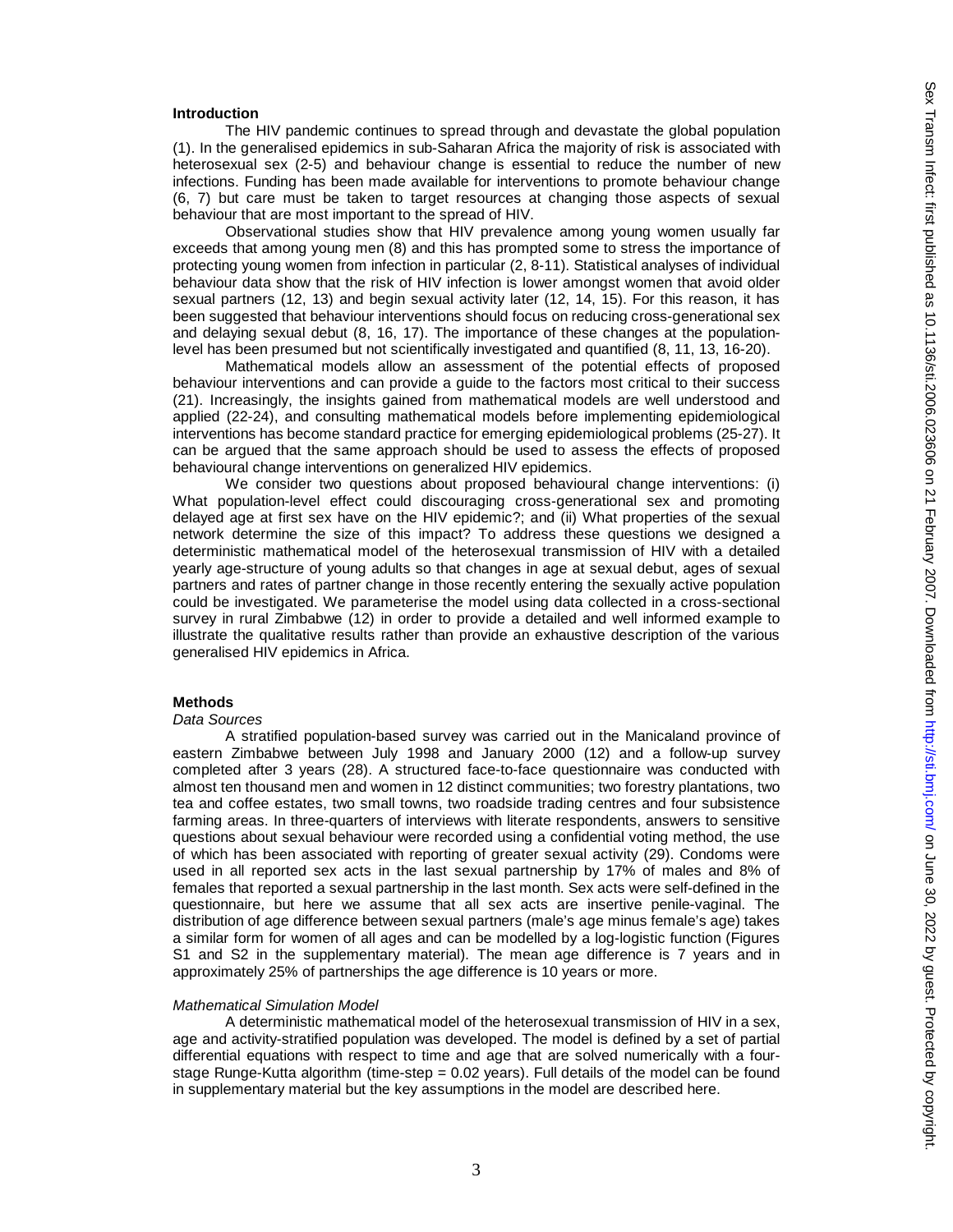## Introduction

The HIV pandemic continues to spread through and devastate the global population (1). In the generalised epidemics in sub-Saharan Africa the majority of risk is associated with heterosexual sex (2-5) and behaviour change is essential to reduce the number of new infections. Funding has been made available for interventions to promote behaviour change (6, 7) but care must be taken to target resources at changing those aspects of sexual behaviour that are most important to the spread of HIV.

Observational studies show that HIV prevalence among young women usually far exceeds that among young men (8) and this has prompted some to stress the importance of protecting young women from infection in particular (2, 8-11). Statistical analyses of individual behaviour data show that the risk of HIV infection is lower amongst women that avoid older sexual partners (12, 13) and begin sexual activity later (12, 14, 15). For this reason, it has been suggested that behaviour interventions should focus on reducing cross-generational sex and delaying sexual debut (8, 16, 17). The importance of these changes at the population-level has been presumed but not scientifically investigated and quantified (8, 11, 13, 16-20).

Mathematical models allow an assessment of the potential effects of proposed behaviour interventions and can provide a guide to the factors most critical to their success (21). Increasingly, the insights gained from mathematical models are well understood and applied (22-24), and consulting mathematical models before implementing epidemiological interventions has become standard practice for emerging epidemiological problems (25-27). It can be argued that the same approach should be used to assess the effects of proposed behavioural change interventions on generalized HIV epidemics.

We consider two questions about proposed behavioural change interventions: (i) What population-level effect could discouraging cross-generational sex and promoting delayed age at first sex have on the HIV epidemic?; and (ii) What properties of the sexual network determine the size of this impact? To address these questions we designed a deterministic mathematical model of the heterosexual transmission of HIV with a detailed yearly age-structure of young adults so that changes in age at sexual debut, ages of sexual partners and rates of partner change in those recently entering the sexually active population could be investigated. We parameterise the model using data collected in a cross-sectional survey in rural Zimbabwe (12) in order to provide a detailed and well informed example to illustrate the qualitative results rather than provide an exhaustive description of the various generalised HIV epidemics in Africa.

## Methods

### *Data Sources*

A stratified population-based survey was carried out in the Manicaland province of eastern Zimbabwe between July 1998 and January 2000 (12) and a follow-up survey completed after 3 years (28). A structured face-to-face questionnaire was conducted with almost ten thousand men and women in 12 distinct communities; two forestry plantations, two tea and coffee estates, two small towns, two roadside trading centres and four subsistence farming areas. In three-quarters of interviews with literate respondents, answers to sensitive questions about sexual behaviour were recorded using a confidential voting method, the use of which has been associated with reporting of greater sexual activity (29). Condoms were used in all reported sex acts in the last sexual partnership by 17% of males and 8% of females that reported a sexual partnership in the last month. Sex acts were self-defined in the questionnaire, but here we assume that all sex acts are insertive penile-vaginal. The distribution of age difference between sexual partners (male's age minus female's age) takes a similar form for women of all ages and can be modelled by a log-logistic function (Figures S1 and S2 in the supplementary material). The mean age difference is 7 years and in approximately 25% of partnerships the age difference is 10 years or more.

### *Mathematical Simulation Model*

A deterministic mathematical model of the heterosexual transmission of HIV in a sex, age and activity-stratified population was developed. The model is defined by a set of partial differential equations with respect to time and age that are solved numerically with a four-stage Runge-Kutta algorithm (time-step = 0.02 years). Full details of the model can be found in supplementary material but the key assumptions in the model are described here.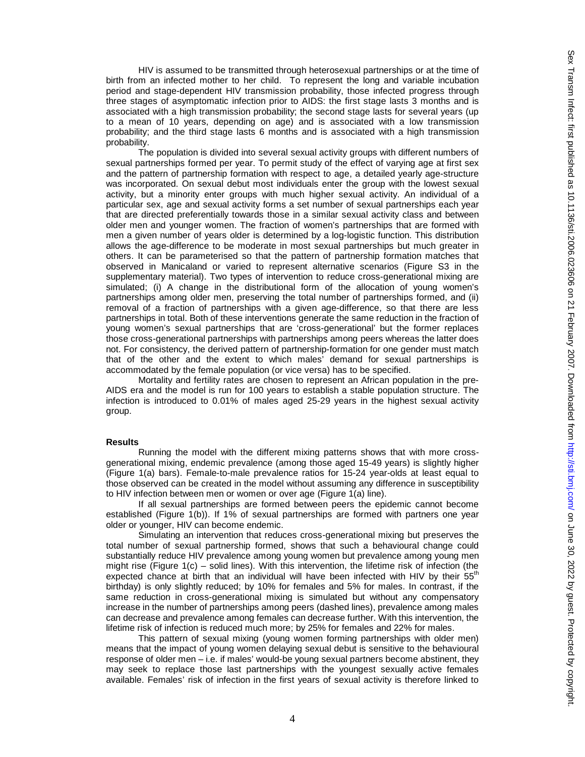HIV is assumed to be transmitted through heterosexual partnerships or at the time of birth from an infected mother to her child. To represent the long and variable incubation period and stage-dependent HIV transmission probability, those infected progress through three stages of asymptomatic infection prior to AIDS: the first stage lasts 3 months and is associated with a high transmission probability; the second stage lasts for several years (up to a mean of 10 years, depending on age) and is associated with a low transmission probability; and the third stage lasts 6 months and is associated with a high transmission probability.

The population is divided into several sexual activity groups with different numbers of sexual partnerships formed per year. To permit study of the effect of varying age at first sex and the pattern of partnership formation with respect to age, a detailed yearly age-structure was incorporated. On sexual debut most individuals enter the group with the lowest sexual activity, but a minority enter groups with much higher sexual activity. An individual of a particular sex, age and sexual activity forms a set number of sexual partnerships each year that are directed preferentially towards those in a similar sexual activity class and between older men and younger women. The fraction of women's partnerships that are formed with men a given number of years older is determined by a log-logistic function. This distribution allows the age-difference to be moderate in most sexual partnerships but much greater in others. It can be parameterised so that the pattern of partnership formation matches that observed in Manicaland or varied to represent alternative scenarios (Figure S3 in the supplementary material). Two types of intervention to reduce cross-generational mixing are simulated; (i) A change in the distributional form of the allocation of young women's partnerships among older men, preserving the total number of partnerships formed, and (ii) removal of a fraction of partnerships with a given age-difference, so that there are less partnerships in total. Both of these interventions generate the same reduction in the fraction of young women's sexual partnerships that are 'cross-generational' but the former replaces those cross-generational partnerships with partnerships among peers whereas the latter does not. For consistency, the derived pattern of partnership-formation for one gender must match that of the other and the extent to which males' demand for sexual partnerships is accommodated by the female population (or vice versa) has to be specified.

Mortality and fertility rates are chosen to represent an African population in the pre-AIDS era and the model is run for 100 years to establish a stable population structure. The infection is introduced to 0.01% of males aged 25-29 years in the highest sexual activity group.

**Results**

Running the model with the different mixing patterns shows that with more cross-generational mixing, endemic prevalence (among those aged 15-49 years) is slightly higher (Figure 1(a) bars). Female-to-male prevalence ratios for 15-24 year-olds at least equal to those observed can be created in the model without assuming any difference in susceptibility to HIV infection between men or women or over age (Figure 1(a) line).

If all sexual partnerships are formed between peers the epidemic cannot become established (Figure 1(b)). If 1% of sexual partnerships are formed with partners one year older or younger, HIV can become endemic.

Simulating an intervention that reduces cross-generational mixing but preserves the total number of sexual partnership formed, shows that such a behavioural change could substantially reduce HIV prevalence among young women but prevalence among young men might rise (Figure 1(c) – solid lines). With this intervention, the lifetime risk of infection (the expected chance at birth that an individual will have been infected with HIV by their 55th birthday) is only slightly reduced; by 10% for females and 5% for males. In contrast, if the same reduction in cross-generational mixing is simulated but without any compensatory increase in the number of partnerships among peers (dashed lines), prevalence among males can decrease and prevalence among females can decrease further. With this intervention, the lifetime risk of infection is reduced much more; by 25% for females and 22% for males.

This pattern of sexual mixing (young women forming partnerships with older men) means that the impact of young women delaying sexual debut is sensitive to the behavioural response of older men – i.e. if males' would-be young sexual partners become abstinent, they may seek to replace those last partnerships with the youngest sexually active females available. Females' risk of infection in the first years of sexual activity is therefore linked to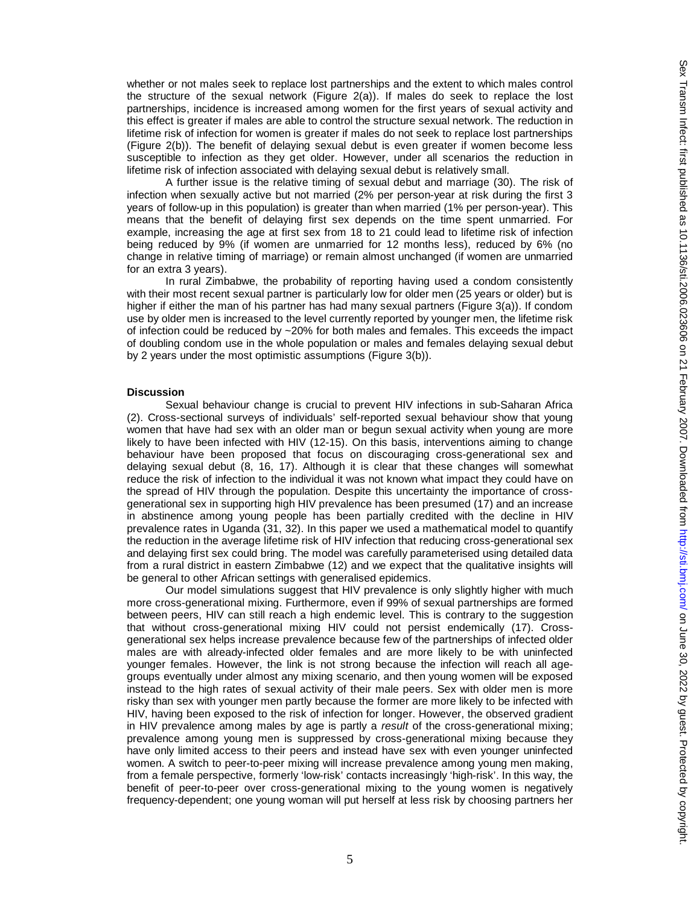whether or not males seek to replace lost partnerships and the extent to which males control the structure of the sexual network (Figure 2(a)). If males do seek to replace the lost partnerships, incidence is increased among women for the first years of sexual activity and this effect is greater if males are able to control the structure sexual network. The reduction in lifetime risk of infection for women is greater if males do not seek to replace lost partnerships (Figure 2(b)). The benefit of delaying sexual debut is even greater if women become less susceptible to infection as they get older. However, under all scenarios the reduction in lifetime risk of infection associated with delaying sexual debut is relatively small.

A further issue is the relative timing of sexual debut and marriage (30). The risk of infection when sexually active but not married (2% per person-year at risk during the first 3 years of follow-up in this population) is greater than when married (1% per person-year). This means that the benefit of delaying first sex depends on the time spent unmarried. For example, increasing the age at first sex from 18 to 21 could lead to lifetime risk of infection being reduced by 9% (if women are unmarried for 12 months less), reduced by 6% (no change in relative timing of marriage) or remain almost unchanged (if women are unmarried for an extra 3 years).

In rural Zimbabwe, the probability of reporting having used a condom consistently with their most recent sexual partner is particularly low for older men (25 years or older) but is higher if either the man of his partner has had many sexual partners (Figure 3(a)). If condom use by older men is increased to the level currently reported by younger men, the lifetime risk of infection could be reduced by ~20% for both males and females. This exceeds the impact of doubling condom use in the whole population or males and females delaying sexual debut by 2 years under the most optimistic assumptions (Figure 3(b)).

**Discussion**

Sexual behaviour change is crucial to prevent HIV infections in sub-Saharan Africa (2). Cross-sectional surveys of individuals' self-reported sexual behaviour show that young women that have had sex with an older man or begun sexual activity when young are more likely to have been infected with HIV (12-15). On this basis, interventions aiming to change behaviour have been proposed that focus on discouraging cross-generational sex and delaying sexual debut (8, 16, 17). Although it is clear that these changes will somewhat reduce the risk of infection to the individual it was not known what impact they could have on the spread of HIV through the population. Despite this uncertainty the importance of cross-generational sex in supporting high HIV prevalence has been presumed (17) and an increase in abstinence among young people has been partially credited with the decline in HIV prevalence rates in Uganda (31, 32). In this paper we used a mathematical model to quantify the reduction in the average lifetime risk of HIV infection that reducing cross-generational sex and delaying first sex could bring. The model was carefully parameterised using detailed data from a rural district in eastern Zimbabwe (12) and we expect that the qualitative insights will be general to other African settings with generalised epidemics.

Our model simulations suggest that HIV prevalence is only slightly higher with much more cross-generational mixing. Furthermore, even if 99% of sexual partnerships are formed between peers, HIV can still reach a high endemic level. This is contrary to the suggestion that without cross-generational mixing HIV could not persist endemically (17). Cross-generational sex helps increase prevalence because few of the partnerships of infected older males are with already-infected older females and are more likely to be with uninfected younger females. However, the link is not strong because the infection will reach all age-groups eventually under almost any mixing scenario, and then young women will be exposed instead to the high rates of sexual activity of their male peers. Sex with older men is more risky than sex with younger men partly because the former are more likely to be infected with HIV, having been exposed to the risk of infection for longer. However, the observed gradient in HIV prevalence among males by age is partly a *result* of the cross-generational mixing; prevalence among young men is suppressed by cross-generational mixing because they have only limited access to their peers and instead have sex with even younger uninfected women. A switch to peer-to-peer mixing will increase prevalence among young men making, from a female perspective, formerly 'low-risk' contacts increasingly 'high-risk'. In this way, the benefit of peer-to-peer over cross-generational mixing to the young women is negatively frequency-dependent; one young woman will put herself at less risk by choosing partners her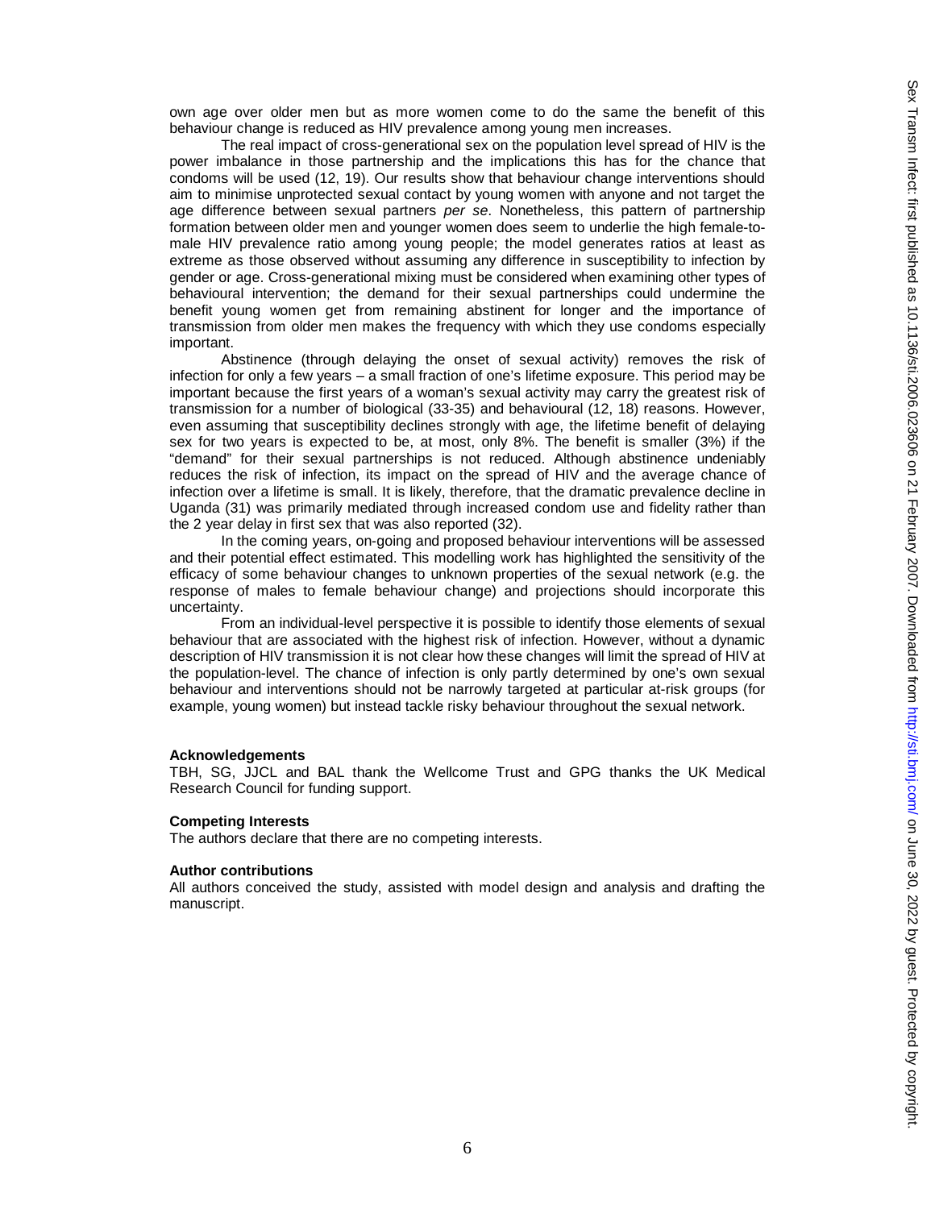own age over older men but as more women come to do the same the benefit of this behaviour change is reduced as HIV prevalence among young men increases.

The real impact of cross-generational sex on the population level spread of HIV is the power imbalance in those partnership and the implications this has for the chance that condoms will be used (12, 19). Our results show that behaviour change interventions should aim to minimise unprotected sexual contact by young women with anyone and not target the age difference between sexual partners *per se*. Nonetheless, this pattern of partnership formation between older men and younger women does seem to underlie the high female-to-male HIV prevalence ratio among young people; the model generates ratios at least as extreme as those observed without assuming any difference in susceptibility to infection by gender or age. Cross-generational mixing must be considered when examining other types of behavioural intervention; the demand for their sexual partnerships could undermine the benefit young women get from remaining abstinent for longer and the importance of transmission from older men makes the frequency with which they use condoms especially important.

Abstinence (through delaying the onset of sexual activity) removes the risk of infection for only a few years – a small fraction of one's lifetime exposure. This period may be important because the first years of a woman's sexual activity may carry the greatest risk of transmission for a number of biological (33-35) and behavioural (12, 18) reasons. However, even assuming that susceptibility declines strongly with age, the lifetime benefit of delaying sex for two years is expected to be, at most, only 8%. The benefit is smaller (3%) if the "demand" for their sexual partnerships is not reduced. Although abstinence undeniably reduces the risk of infection, its impact on the spread of HIV and the average chance of infection over a lifetime is small. It is likely, therefore, that the dramatic prevalence decline in Uganda (31) was primarily mediated through increased condom use and fidelity rather than the 2 year delay in first sex that was also reported (32).

In the coming years, on-going and proposed behaviour interventions will be assessed and their potential effect estimated. This modelling work has highlighted the sensitivity of the efficacy of some behaviour changes to unknown properties of the sexual network (e.g. the response of males to female behaviour change) and projections should incorporate this uncertainty.

From an individual-level perspective it is possible to identify those elements of sexual behaviour that are associated with the highest risk of infection. However, without a dynamic description of HIV transmission it is not clear how these changes will limit the spread of HIV at the population-level. The chance of infection is only partly determined by one's own sexual behaviour and interventions should not be narrowly targeted at particular at-risk groups (for example, young women) but instead tackle risky behaviour throughout the sexual network.

**Acknowledgements**

TBH, SG, JJCL and BAL thank the Wellcome Trust and GPG thanks the UK Medical Research Council for funding support.

**Competing Interests**

The authors declare that there are no competing interests.

**Author contributions**

All authors conceived the study, assisted with model design and analysis and drafting the manuscript.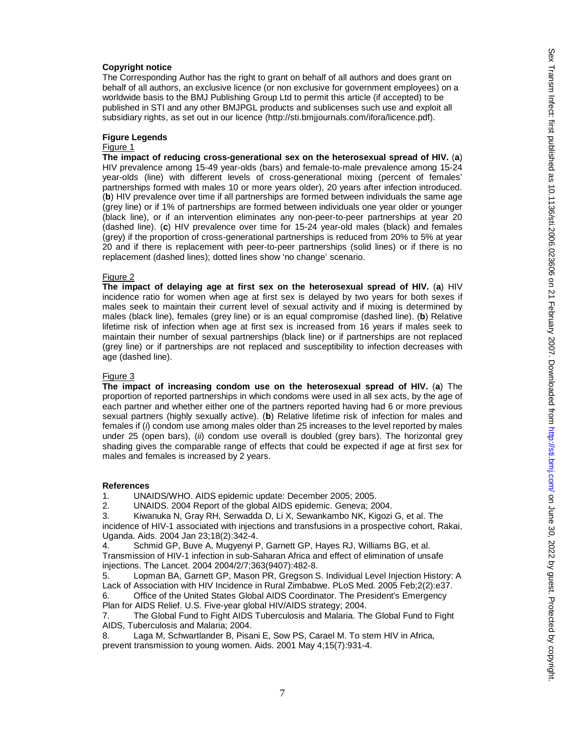**Copyright notice**

The Corresponding Author has the right to grant on behalf of all authors and does grant on behalf of all authors, an exclusive licence (or non exclusive for government employees) on a worldwide basis to the BMJ Publishing Group Ltd to permit this article (if accepted) to be published in STI and any other BMJPGL products and sublicenses such use and exploit all subsidiary rights, as set out in our licence (http://sti.bmjjournals.com/ifora/licence.pdf).

**Figure Legends**

Figure 1

**The impact of reducing cross-generational sex on the heterosexual spread of HIV.** (**a**) HIV prevalence among 15-49 year-olds (bars) and female-to-male prevalence among 15-24 year-olds (line) with different levels of cross-generational mixing (percent of females' partnerships formed with males 10 or more years older), 20 years after infection introduced. (**b**) HIV prevalence over time if all partnerships are formed between individuals the same age (grey line) or if 1% of partnerships are formed between individuals one year older or younger (black line), or if an intervention eliminates any non-peer-to-peer partnerships at year 20 (dashed line). (**c**) HIV prevalence over time for 15-24 year-old males (black) and females (grey) if the proportion of cross-generational partnerships is reduced from 20% to 5% at year 20 and if there is replacement with peer-to-peer partnerships (solid lines) or if there is no replacement (dashed lines); dotted lines show 'no change' scenario.

Figure 2

**The impact of delaying age at first sex on the heterosexual spread of HIV.** (**a**) HIV incidence ratio for women when age at first sex is delayed by two years for both sexes if males seek to maintain their current level of sexual activity and if mixing is determined by males (black line), females (grey line) or is an equal compromise (dashed line). (**b**) Relative lifetime risk of infection when age at first sex is increased from 16 years if males seek to maintain their number of sexual partnerships (black line) or if partnerships are not replaced (grey line) or if partnerships are not replaced and susceptibility to infection decreases with age (dashed line).

Figure 3

**The impact of increasing condom use on the heterosexual spread of HIV.** (**a**) The proportion of reported partnerships in which condoms were used in all sex acts, by the age of each partner and whether either one of the partners reported having had 6 or more previous sexual partners (highly sexually active). (**b**) Relative lifetime risk of infection for males and females if (*i*) condom use among males older than 25 increases to the level reported by males under 25 (open bars), (*ii*) condom use overall is doubled (grey bars). The horizontal grey shading gives the comparable range of effects that could be expected if age at first sex for males and females is increased by 2 years.

**References**

1. UNAIDS/WHO. AIDS epidemic update: December 2005; 2005.
2. UNAIDS. 2004 Report of the global AIDS epidemic. Geneva; 2004.
3. Kiwanuka N, Gray RH, Serwadda D, Li X, Sewankambo NK, Kigozi G, et al. The incidence of HIV-1 associated with injections and transfusions in a prospective cohort, Rakai, Uganda. Aids. 2004 Jan 23;18(2):342-4.
4. Schmid GP, Buve A, Mugyenyi P, Garnett GP, Hayes RJ, Williams BG, et al. Transmission of HIV-1 infection in sub-Saharan Africa and effect of elimination of unsafe injections. The Lancet. 2004 2004/2/7;363(9407):482-8.
5. Lopman BA, Garnett GP, Mason PR, Gregson S. Individual Level Injection History: A Lack of Association with HIV Incidence in Rural Zimbabwe. PLoS Med. 2005 Feb;2(2):e37.
6. Office of the United States Global AIDS Coordinator. The President's Emergency Plan for AIDS Relief. U.S. Five-year global HIV/AIDS strategy; 2004.
7. The Global Fund to Fight AIDS Tuberculosis and Malaria. The Global Fund to Fight AIDS, Tuberculosis and Malaria; 2004.
8. Laga M, Schwartlander B, Pisani E, Sow PS, Carael M. To stem HIV in Africa, prevent transmission to young women. Aids. 2001 May 4;15(7):931-4.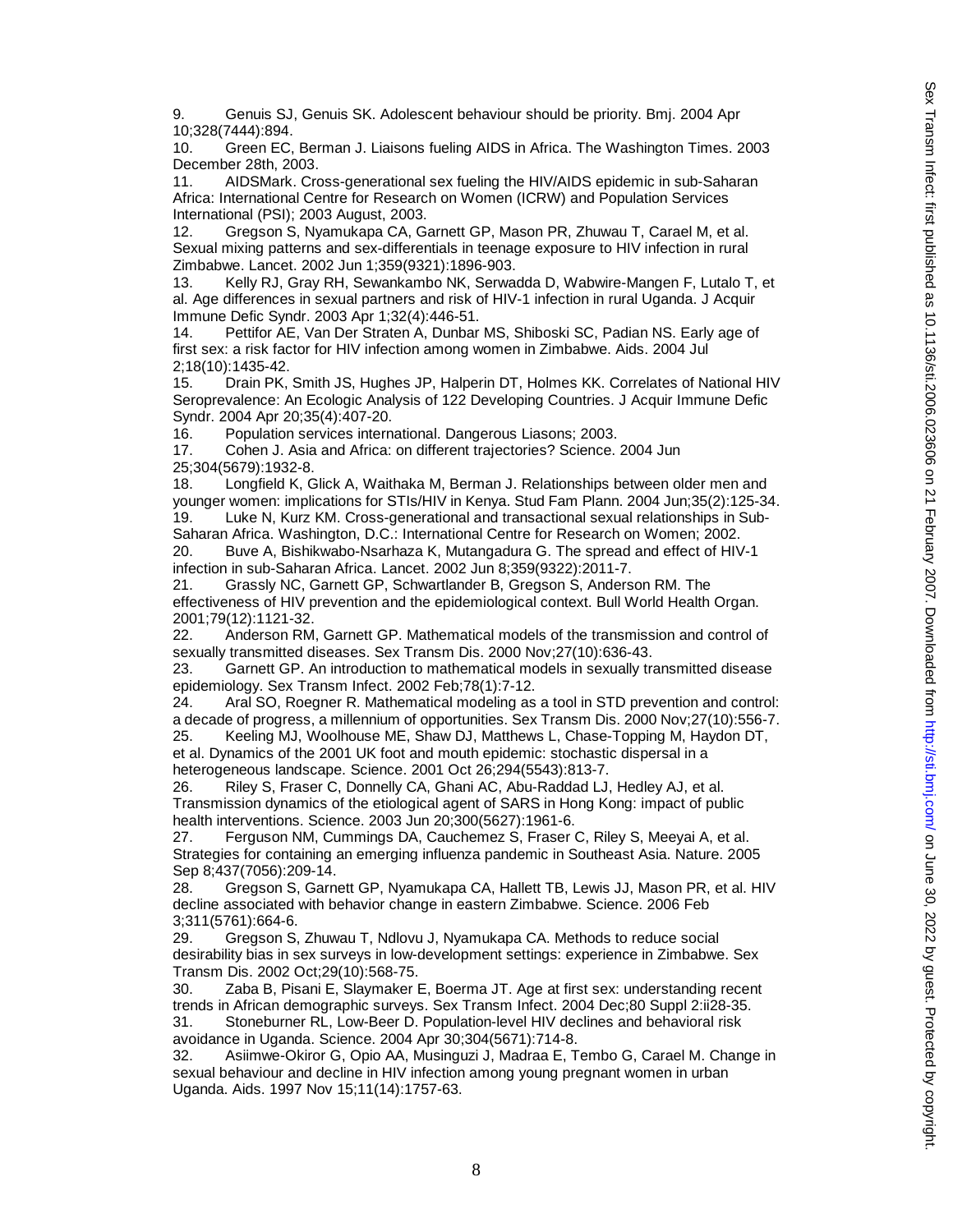9. Genuis SJ, Genuis SK. Adolescent behaviour should be priority. Bmj. 2004 Apr 10;328(7444):894.
10. Green EC, Berman J. Liaisons fueling AIDS in Africa. The Washington Times. 2003 December 28th, 2003.
11. AIDSMark. Cross-generational sex fueling the HIV/AIDS epidemic in sub-Saharan Africa: International Centre for Research on Women (ICRW) and Population Services International (PSI); 2003 August, 2003.
12. Gregson S, Nyamukapa CA, Garnett GP, Mason PR, Zhuwau T, Carael M, et al. Sexual mixing patterns and sex-differentials in teenage exposure to HIV infection in rural Zimbabwe. Lancet. 2002 Jun 1;359(9321):1896-903.
13. Kelly RJ, Gray RH, Sewankambo NK, Serwadda D, Wabwire-Mangen F, Lutalo T, et al. Age differences in sexual partners and risk of HIV-1 infection in rural Uganda. J Acquir Immune Defic Syndr. 2003 Apr 1;32(4):446-51.
14. Pettifor AE, Van Der Straten A, Dunbar MS, Shiboski SC, Padian NS. Early age of first sex: a risk factor for HIV infection among women in Zimbabwe. Aids. 2004 Jul 2;18(10):1435-42.
15. Drain PK, Smith JS, Hughes JP, Halperin DT, Holmes KK. Correlates of National HIV Seroprevalence: An Ecologic Analysis of 122 Developing Countries. J Acquir Immune Defic Syndr. 2004 Apr 20;35(4):407-20.
16. Population services international. Dangerous Liasons; 2003.
17. Cohen J. Asia and Africa: on different trajectories? Science. 2004 Jun 25;304(5679):1932-8.
18. Longfield K, Glick A, Waithaka M, Berman J. Relationships between older men and younger women: implications for STIs/HIV in Kenya. Stud Fam Plann. 2004 Jun;35(2):125-34.
19. Luke N, Kurz KM. Cross-generational and transactional sexual relationships in Sub-Saharan Africa. Washington, D.C.: International Centre for Research on Women; 2002.
20. Buve A, Bishikwabo-Nsarhaza K, Mutangadura G. The spread and effect of HIV-1 infection in sub-Saharan Africa. Lancet. 2002 Jun 8;359(9322):2011-7.
21. Grassly NC, Garnett GP, Schwartlander B, Gregson S, Anderson RM. The effectiveness of HIV prevention and the epidemiological context. Bull World Health Organ. 2001;79(12):1121-32.
22. Anderson RM, Garnett GP. Mathematical models of the transmission and control of sexually transmitted diseases. Sex Transm Dis. 2000 Nov;27(10):636-43.
23. Garnett GP. An introduction to mathematical models in sexually transmitted disease epidemiology. Sex Transm Infect. 2002 Feb;78(1):7-12.
24. Aral SO, Roegner R. Mathematical modeling as a tool in STD prevention and control: a decade of progress, a millennium of opportunities. Sex Transm Dis. 2000 Nov;27(10):556-7.
25. Keeling MJ, Woolhouse ME, Shaw DJ, Matthews L, Chase-Topping M, Haydon DT, et al. Dynamics of the 2001 UK foot and mouth epidemic: stochastic dispersal in a heterogeneous landscape. Science. 2001 Oct 26;294(5543):813-7.
26. Riley S, Fraser C, Donnelly CA, Ghani AC, Abu-Raddad LJ, Hedley AJ, et al. Transmission dynamics of the etiological agent of SARS in Hong Kong: impact of public health interventions. Science. 2003 Jun 20;300(5627):1961-6.
27. Ferguson NM, Cummings DA, Cauchemez S, Fraser C, Riley S, Meeyai A, et al. Strategies for containing an emerging influenza pandemic in Southeast Asia. Nature. 2005 Sep 8;437(7056):209-14.
28. Gregson S, Garnett GP, Nyamukapa CA, Hallett TB, Lewis JJ, Mason PR, et al. HIV decline associated with behavior change in eastern Zimbabwe. Science. 2006 Feb 3;311(5761):664-6.
29. Gregson S, Zhuwau T, Ndlovu J, Nyamukapa CA. Methods to reduce social desirability bias in sex surveys in low-development settings: experience in Zimbabwe. Sex Transm Dis. 2002 Oct;29(10):568-75.
30. Zaba B, Pisani E, Slaymaker E, Boerma JT. Age at first sex: understanding recent trends in African demographic surveys. Sex Transm Infect. 2004 Dec;80 Suppl 2:ii28-35.
31. Stoneburner RL, Low-Beer D. Population-level HIV declines and behavioral risk avoidance in Uganda. Science. 2004 Apr 30;304(5671):714-8.
32. Asiimwe-Okiror G, Opio AA, Musinguzi J, Madraa E, Tembo G, Carael M. Change in sexual behaviour and decline in HIV infection among young pregnant women in urban Uganda. Aids. 1997 Nov 15;11(14):1757-63.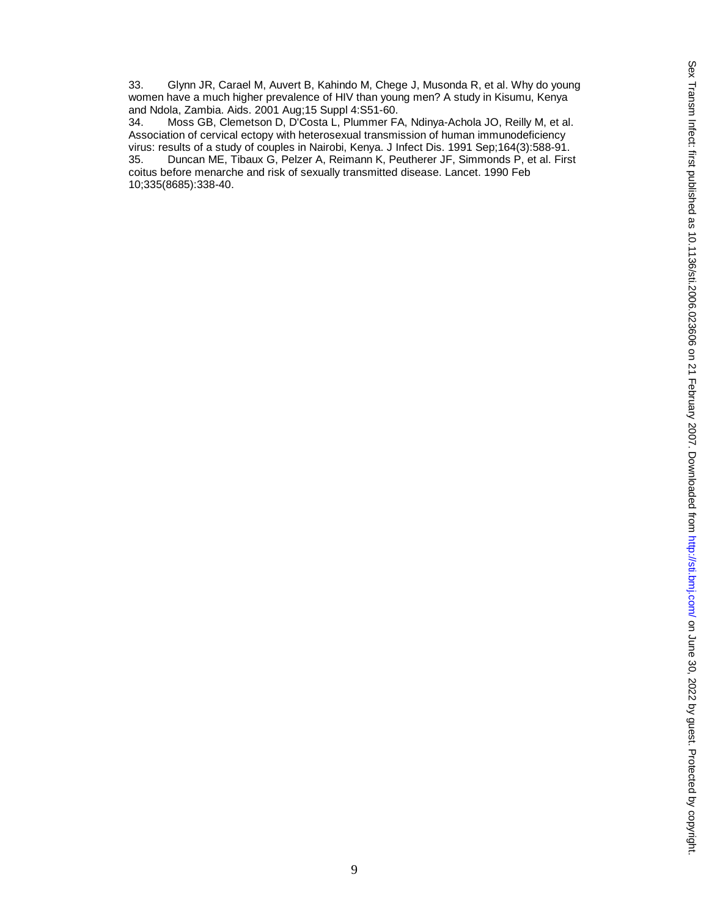33. Glynn JR, Carael M, Auvert B, Kahindo M, Chege J, Musonda R, et al. Why do young women have a much higher prevalence of HIV than young men? A study in Kisumu, Kenya and Ndola, Zambia. Aids. 2001 Aug;15 Suppl 4:S51-60.

34. Moss GB, Clemetson D, D'Costa L, Plummer FA, Ndinya-Achola JO, Reilly M, et al. Association of cervical ectopy with heterosexual transmission of human immunodeficiency virus: results of a study of couples in Nairobi, Kenya. J Infect Dis. 1991 Sep;164(3):588-91.

35. Duncan ME, Tibaux G, Pelzer A, Reimann K, Peutherer JF, Simmonds P, et al. First coitus before menarche and risk of sexually transmitted disease. Lancet. 1990 Feb 10;335(8685):338-40.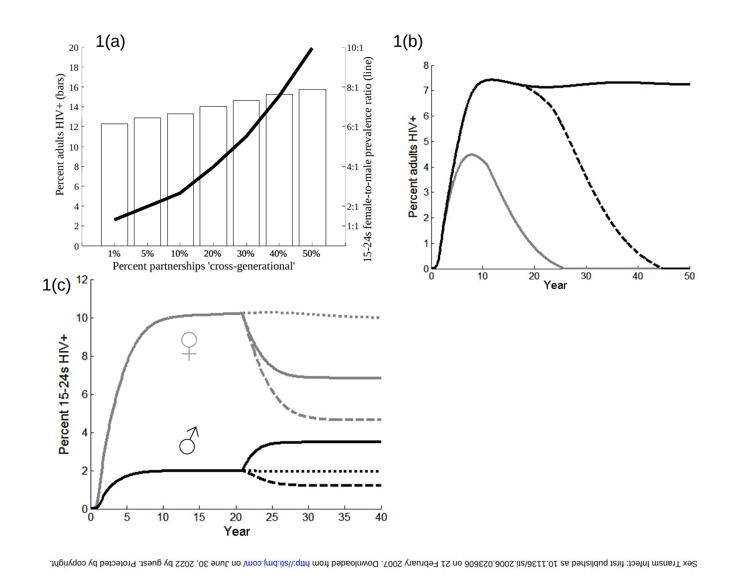1(a)

Percent adults HIV+ (bars)

15-24s female-to-male prevalence ratio (line)

Percent partnerships 'cross-generational'

| Percent partnerships 'cross-generational' | 1% | 5% | 10% | 20% | 30% | 40% | 50% |
| --- | --- | --- | --- | --- | --- | --- | --- |

1(b)

Percent adults HIV+

Year

1(c)

Percent 15-24s HIV+

Year

♀

♂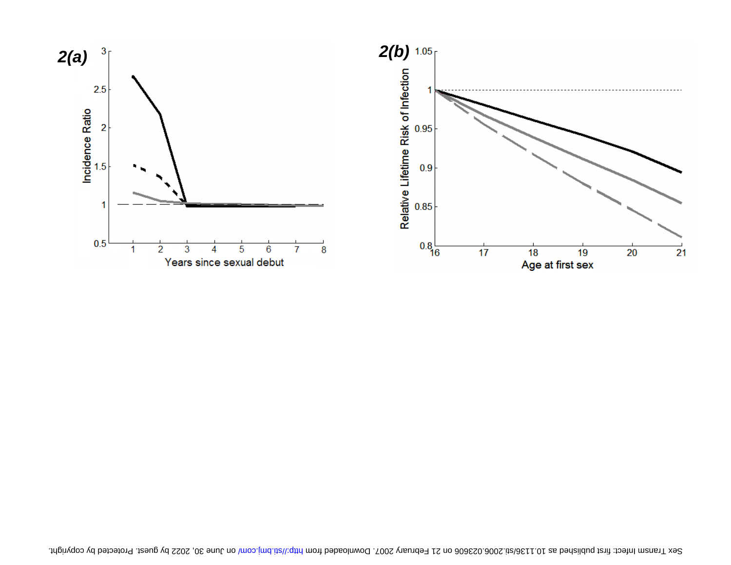**2(a)**

Incidence Ratio

Years since sexual debut

**2(b)**

Relative Lifetime Risk of Infection

Age at first sex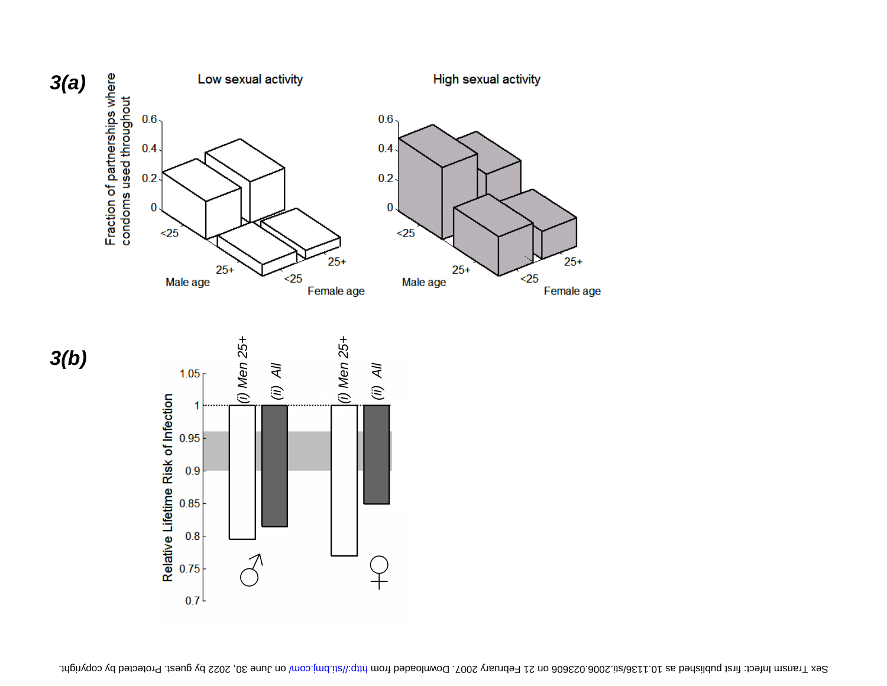**3(a)**

Low sexual activity

High sexual activity

Fraction of partnerships where condoms used throughout

0.6

0.4

0.2

0

<25

25+

Male age

<25

25+

Female age

**3(b)**

Relative Lifetime Risk of Infection

1.05

1

0.95

0.9

0.85

0.8

0.75

0.7

*(i) Men 25+*

*(ii) All*

*(i) Men 25+*

*(ii) All*

♂

♀